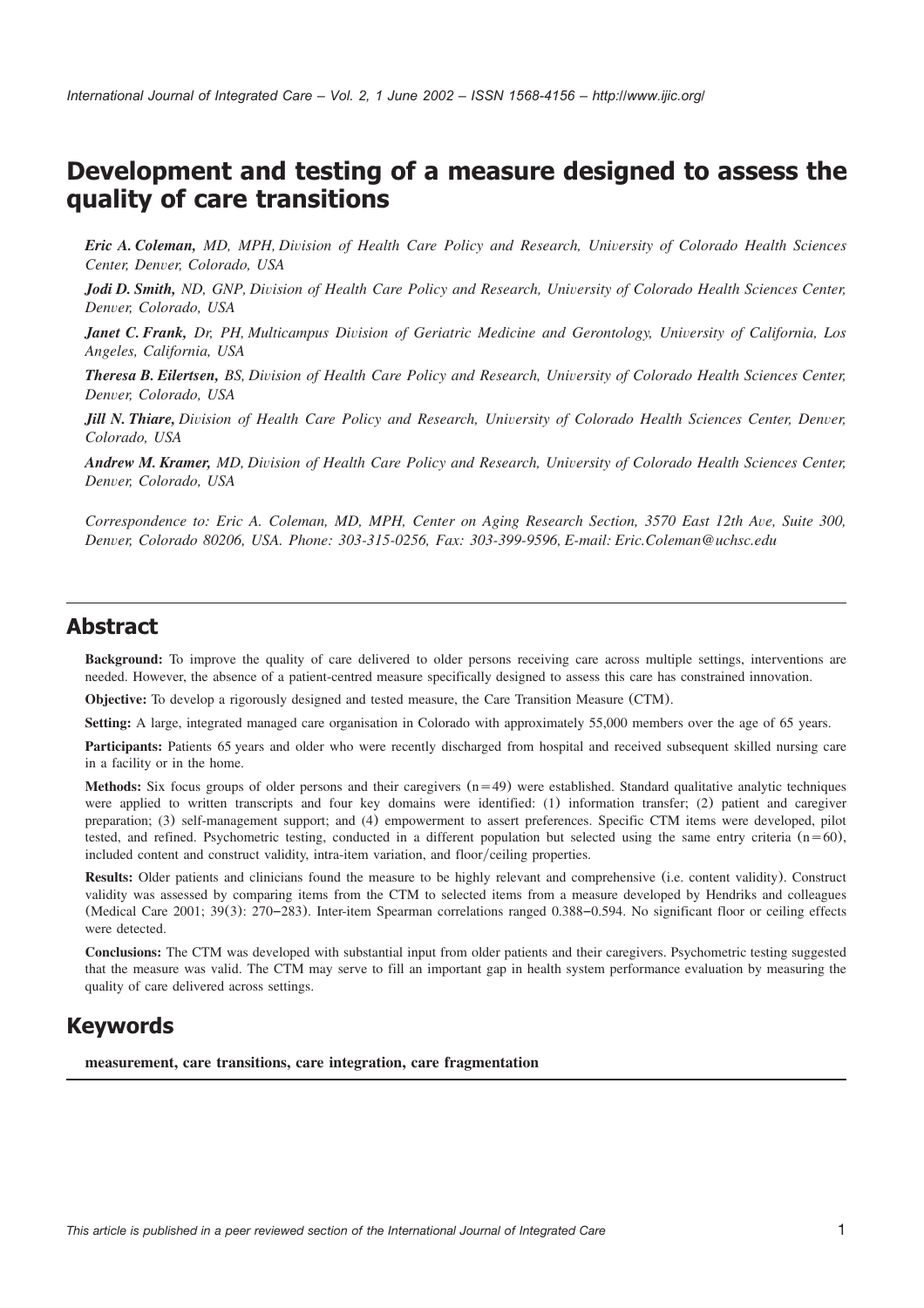# Development and testing of a measure designed to assess the quality of care transitions

***Eric A. Coleman,*** *MD, MPH, Division of Health Care Policy and Research, University of Colorado Health Sciences Center, Denver, Colorado, USA*

***Jodi D. Smith,*** *ND, GNP, Division of Health Care Policy and Research, University of Colorado Health Sciences Center, Denver, Colorado, USA*

***Janet C. Frank,*** *Dr, PH, Multicampus Division of Geriatric Medicine and Gerontology, University of California, Los Angeles, California, USA*

***Theresa B. Eilertsen,*** *BS, Division of Health Care Policy and Research, University of Colorado Health Sciences Center, Denver, Colorado, USA*

***Jill N. Thiare,*** *Division of Health Care Policy and Research, University of Colorado Health Sciences Center, Denver, Colorado, USA*

***Andrew M. Kramer,*** *MD, Division of Health Care Policy and Research, University of Colorado Health Sciences Center, Denver, Colorado, USA*

*Correspondence to: Eric A. Coleman, MD, MPH, Center on Aging Research Section, 3570 East 12th Ave, Suite 300, Denver, Colorado 80206, USA. Phone: 303-315-0256, Fax: 303-399-9596, E-mail: Eric.Coleman@uchsc.edu*

## Abstract

**Background:** To improve the quality of care delivered to older persons receiving care across multiple settings, interventions are needed. However, the absence of a patient-centred measure specifically designed to assess this care has constrained innovation.

**Objective:** To develop a rigorously designed and tested measure, the Care Transition Measure (CTM).

**Setting:** A large, integrated managed care organisation in Colorado with approximately 55,000 members over the age of 65 years.

**Participants:** Patients 65 years and older who were recently discharged from hospital and received subsequent skilled nursing care in a facility or in the home.

**Methods:** Six focus groups of older persons and their caregivers ($n=49$) were established. Standard qualitative analytic techniques were applied to written transcripts and four key domains were identified: (1) information transfer; (2) patient and caregiver preparation; (3) self-management support; and (4) empowerment to assert preferences. Specific CTM items were developed, pilot tested, and refined. Psychometric testing, conducted in a different population but selected using the same entry criteria ($n=60$), included content and construct validity, intra-item variation, and floor/ceiling properties.

**Results:** Older patients and clinicians found the measure to be highly relevant and comprehensive (i.e. content validity). Construct validity was assessed by comparing items from the CTM to selected items from a measure developed by Hendriks and colleagues (Medical Care 2001; 39(3): 270–283). Inter-item Spearman correlations ranged 0.388–0.594. No significant floor or ceiling effects were detected.

**Conclusions:** The CTM was developed with substantial input from older patients and their caregivers. Psychometric testing suggested that the measure was valid. The CTM may serve to fill an important gap in health system performance evaluation by measuring the quality of care delivered across settings.

## Keywords

**measurement, care transitions, care integration, care fragmentation**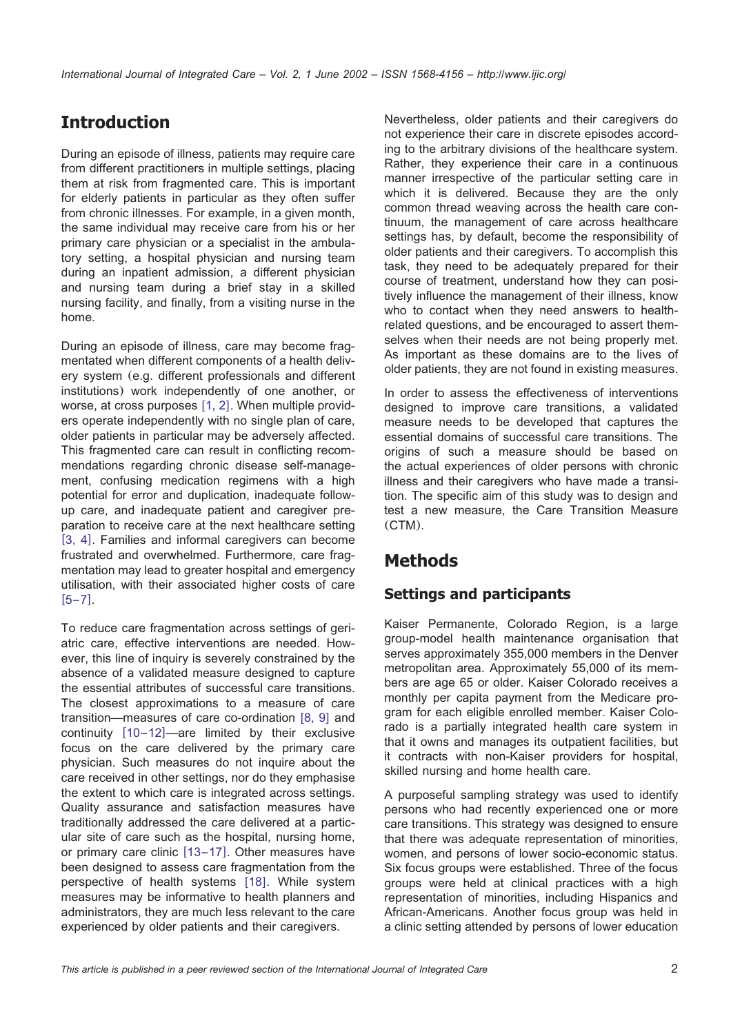## Introduction

During an episode of illness, patients may require care from different practitioners in multiple settings, placing them at risk from fragmented care. This is important for elderly patients in particular as they often suffer from chronic illnesses. For example, in a given month, the same individual may receive care from his or her primary care physician or a specialist in the ambulatory setting, a hospital physician and nursing team during an inpatient admission, a different physician and nursing team during a brief stay in a skilled nursing facility, and finally, from a visiting nurse in the home.

During an episode of illness, care may become fragmentated when different components of a health delivery system (e.g. different professionals and different institutions) work independently of one another, or worse, at cross purposes [1, 2]. When multiple providers operate independently with no single plan of care, older patients in particular may be adversely affected. This fragmented care can result in conflicting recommendations regarding chronic disease self-management, confusing medication regimens with a high potential for error and duplication, inadequate follow-up care, and inadequate patient and caregiver preparation to receive care at the next healthcare setting [3, 4]. Families and informal caregivers can become frustrated and overwhelmed. Furthermore, care fragmentation may lead to greater hospital and emergency utilisation, with their associated higher costs of care [5–7].

To reduce care fragmentation across settings of geriatric care, effective interventions are needed. However, this line of inquiry is severely constrained by the absence of a validated measure designed to capture the essential attributes of successful care transitions. The closest approximations to a measure of care transition—measures of care co-ordination [8, 9] and continuity [10–12]—are limited by their exclusive focus on the care delivered by the primary care physician. Such measures do not inquire about the care received in other settings, nor do they emphasise the extent to which care is integrated across settings. Quality assurance and satisfaction measures have traditionally addressed the care delivered at a particular site of care such as the hospital, nursing home, or primary care clinic [13–17]. Other measures have been designed to assess care fragmentation from the perspective of health systems [18]. While system measures may be informative to health planners and administrators, they are much less relevant to the care experienced by older patients and their caregivers.

Nevertheless, older patients and their caregivers do not experience their care in discrete episodes according to the arbitrary divisions of the healthcare system. Rather, they experience their care in a continuous manner irrespective of the particular setting care in which it is delivered. Because they are the only common thread weaving across the health care continuum, the management of care across healthcare settings has, by default, become the responsibility of older patients and their caregivers. To accomplish this task, they need to be adequately prepared for their course of treatment, understand how they can positively influence the management of their illness, know who to contact when they need answers to health-related questions, and be encouraged to assert themselves when their needs are not being properly met. As important as these domains are to the lives of older patients, they are not found in existing measures.

In order to assess the effectiveness of interventions designed to improve care transitions, a validated measure needs to be developed that captures the essential domains of successful care transitions. The origins of such a measure should be based on the actual experiences of older persons with chronic illness and their caregivers who have made a transition. The specific aim of this study was to design and test a new measure, the Care Transition Measure (CTM).

## Methods

### Settings and participants

Kaiser Permanente, Colorado Region, is a large group-model health maintenance organisation that serves approximately 355,000 members in the Denver metropolitan area. Approximately 55,000 of its members are age 65 or older. Kaiser Colorado receives a monthly per capita payment from the Medicare program for each eligible enrolled member. Kaiser Colorado is a partially integrated health care system in that it owns and manages its outpatient facilities, but it contracts with non-Kaiser providers for hospital, skilled nursing and home health care.

A purposeful sampling strategy was used to identify persons who had recently experienced one or more care transitions. This strategy was designed to ensure that there was adequate representation of minorities, women, and persons of lower socio-economic status. Six focus groups were established. Three of the focus groups were held at clinical practices with a high representation of minorities, including Hispanics and African-Americans. Another focus group was held in a clinic setting attended by persons of lower education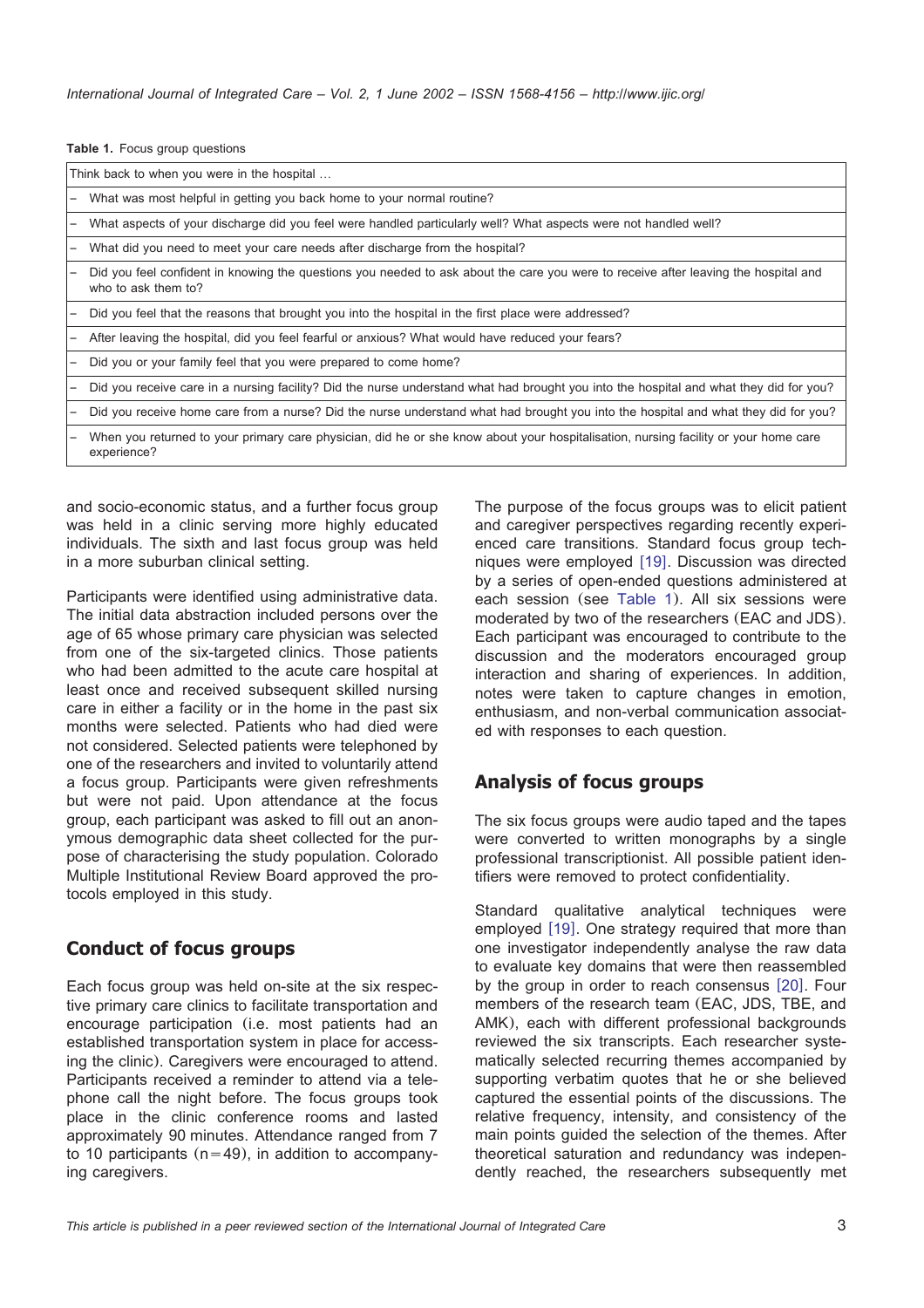**Table 1.** Focus group questions

| Think back to when you were in the hospital … |
|---|
| – What was most helpful in getting you back home to your normal routine? |
| – What aspects of your discharge did you feel were handled particularly well? What aspects were not handled well? |
| – What did you need to meet your care needs after discharge from the hospital? |
| – Did you feel confident in knowing the questions you needed to ask about the care you were to receive after leaving the hospital and who to ask them to? |
| – Did you feel that the reasons that brought you into the hospital in the first place were addressed? |
| – After leaving the hospital, did you feel fearful or anxious? What would have reduced your fears? |
| – Did you or your family feel that you were prepared to come home? |
| – Did you receive care in a nursing facility? Did the nurse understand what had brought you into the hospital and what they did for you? |
| – Did you receive home care from a nurse? Did the nurse understand what had brought you into the hospital and what they did for you? |
| – When you returned to your primary care physician, did he or she know about your hospitalisation, nursing facility or your home care experience? |

and socio-economic status, and a further focus group was held in a clinic serving more highly educated individuals. The sixth and last focus group was held in a more suburban clinical setting.

Participants were identified using administrative data. The initial data abstraction included persons over the age of 65 whose primary care physician was selected from one of the six-targeted clinics. Those patients who had been admitted to the acute care hospital at least once and received subsequent skilled nursing care in either a facility or in the home in the past six months were selected. Patients who had died were not considered. Selected patients were telephoned by one of the researchers and invited to voluntarily attend a focus group. Participants were given refreshments but were not paid. Upon attendance at the focus group, each participant was asked to fill out an anonymous demographic data sheet collected for the purpose of characterising the study population. Colorado Multiple Institutional Review Board approved the protocols employed in this study.

## Conduct of focus groups

Each focus group was held on-site at the six respective primary care clinics to facilitate transportation and encourage participation (i.e. most patients had an established transportation system in place for accessing the clinic). Caregivers were encouraged to attend. Participants received a reminder to attend via a telephone call the night before. The focus groups took place in the clinic conference rooms and lasted approximately 90 minutes. Attendance ranged from 7 to 10 participants (n=49), in addition to accompanying caregivers.

The purpose of the focus groups was to elicit patient and caregiver perspectives regarding recently experienced care transitions. Standard focus group techniques were employed [19]. Discussion was directed by a series of open-ended questions administered at each session (see Table 1). All six sessions were moderated by two of the researchers (EAC and JDS). Each participant was encouraged to contribute to the discussion and the moderators encouraged group interaction and sharing of experiences. In addition, notes were taken to capture changes in emotion, enthusiasm, and non-verbal communication associated with responses to each question.

## Analysis of focus groups

The six focus groups were audio taped and the tapes were converted to written monographs by a single professional transcriptionist. All possible patient identifiers were removed to protect confidentiality.

Standard qualitative analytical techniques were employed [19]. One strategy required that more than one investigator independently analyse the raw data to evaluate key domains that were then reassembled by the group in order to reach consensus [20]. Four members of the research team (EAC, JDS, TBE, and AMK), each with different professional backgrounds reviewed the six transcripts. Each researcher systematically selected recurring themes accompanied by supporting verbatim quotes that he or she believed captured the essential points of the discussions. The relative frequency, intensity, and consistency of the main points guided the selection of the themes. After theoretical saturation and redundancy was independently reached, the researchers subsequently met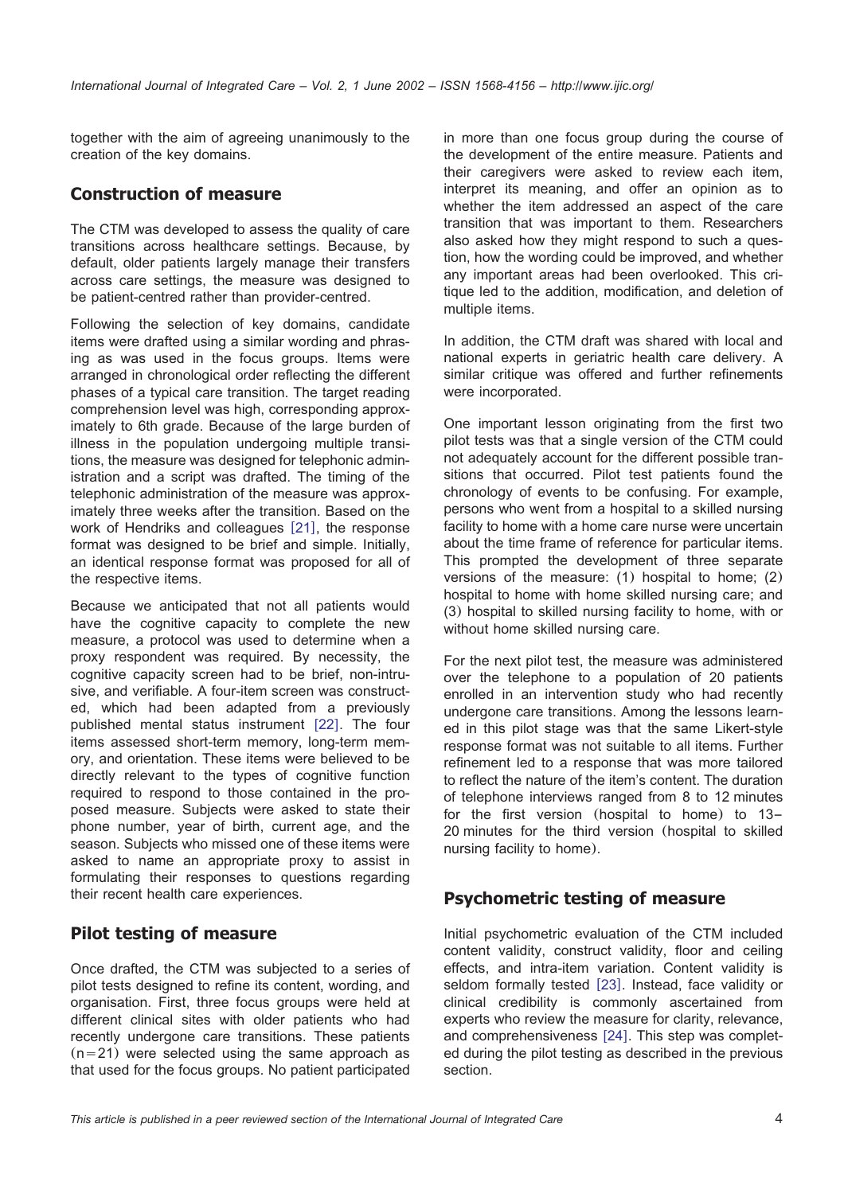together with the aim of agreeing unanimously to the creation of the key domains.

## Construction of measure

The CTM was developed to assess the quality of care transitions across healthcare settings. Because, by default, older patients largely manage their transfers across care settings, the measure was designed to be patient-centred rather than provider-centred.

Following the selection of key domains, candidate items were drafted using a similar wording and phrasing as was used in the focus groups. Items were arranged in chronological order reflecting the different phases of a typical care transition. The target reading comprehension level was high, corresponding approximately to 6th grade. Because of the large burden of illness in the population undergoing multiple transitions, the measure was designed for telephonic administration and a script was drafted. The timing of the telephonic administration of the measure was approximately three weeks after the transition. Based on the work of Hendriks and colleagues [21], the response format was designed to be brief and simple. Initially, an identical response format was proposed for all of the respective items.

Because we anticipated that not all patients would have the cognitive capacity to complete the new measure, a protocol was used to determine when a proxy respondent was required. By necessity, the cognitive capacity screen had to be brief, non-intrusive, and verifiable. A four-item screen was constructed, which had been adapted from a previously published mental status instrument [22]. The four items assessed short-term memory, long-term memory, and orientation. These items were believed to be directly relevant to the types of cognitive function required to respond to those contained in the proposed measure. Subjects were asked to state their phone number, year of birth, current age, and the season. Subjects who missed one of these items were asked to name an appropriate proxy to assist in formulating their responses to questions regarding their recent health care experiences.

## Pilot testing of measure

Once drafted, the CTM was subjected to a series of pilot tests designed to refine its content, wording, and organisation. First, three focus groups were held at different clinical sites with older patients who had recently undergone care transitions. These patients (n=21) were selected using the same approach as that used for the focus groups. No patient participated in more than one focus group during the course of the development of the entire measure. Patients and their caregivers were asked to review each item, interpret its meaning, and offer an opinion as to whether the item addressed an aspect of the care transition that was important to them. Researchers also asked how they might respond to such a question, how the wording could be improved, and whether any important areas had been overlooked. This critique led to the addition, modification, and deletion of multiple items.

In addition, the CTM draft was shared with local and national experts in geriatric health care delivery. A similar critique was offered and further refinements were incorporated.

One important lesson originating from the first two pilot tests was that a single version of the CTM could not adequately account for the different possible transitions that occurred. Pilot test patients found the chronology of events to be confusing. For example, persons who went from a hospital to a skilled nursing facility to home with a home care nurse were uncertain about the time frame of reference for particular items. This prompted the development of three separate versions of the measure: (1) hospital to home; (2) hospital to home with home skilled nursing care; and (3) hospital to skilled nursing facility to home, with or without home skilled nursing care.

For the next pilot test, the measure was administered over the telephone to a population of 20 patients enrolled in an intervention study who had recently undergone care transitions. Among the lessons learned in this pilot stage was that the same Likert-style response format was not suitable to all items. Further refinement led to a response that was more tailored to reflect the nature of the item's content. The duration of telephone interviews ranged from 8 to 12 minutes for the first version (hospital to home) to 13–20 minutes for the third version (hospital to skilled nursing facility to home).

## Psychometric testing of measure

Initial psychometric evaluation of the CTM included content validity, construct validity, floor and ceiling effects, and intra-item variation. Content validity is seldom formally tested [23]. Instead, face validity or clinical credibility is commonly ascertained from experts who review the measure for clarity, relevance, and comprehensiveness [24]. This step was completed during the pilot testing as described in the previous section.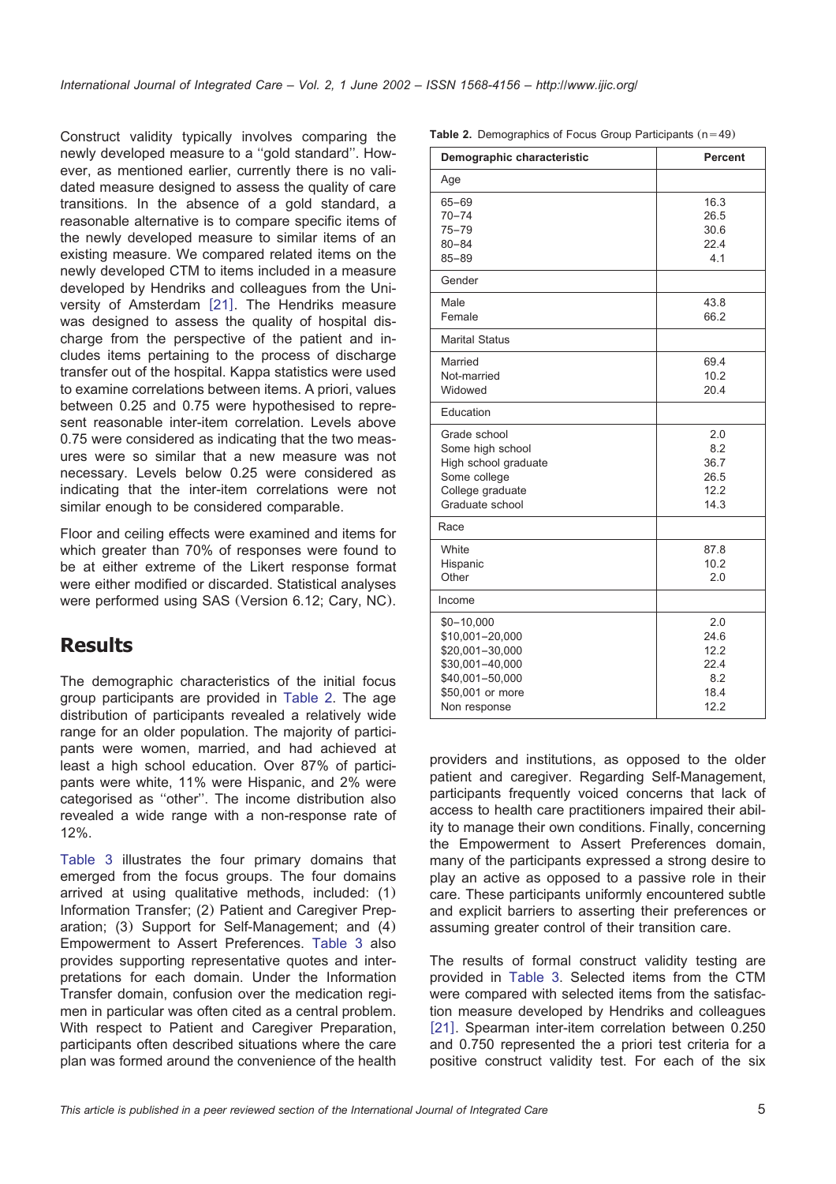Construct validity typically involves comparing the newly developed measure to a ''gold standard''. However, as mentioned earlier, currently there is no validated measure designed to assess the quality of care transitions. In the absence of a gold standard, a reasonable alternative is to compare specific items of the newly developed measure to similar items of an existing measure. We compared related items on the newly developed CTM to items included in a measure developed by Hendriks and colleagues from the University of Amsterdam [21]. The Hendriks measure was designed to assess the quality of hospital discharge from the perspective of the patient and includes items pertaining to the process of discharge transfer out of the hospital. Kappa statistics were used to examine correlations between items. A priori, values between 0.25 and 0.75 were hypothesised to represent reasonable inter-item correlation. Levels above 0.75 were considered as indicating that the two measures were so similar that a new measure was not necessary. Levels below 0.25 were considered as indicating that the inter-item correlations were not similar enough to be considered comparable.

Floor and ceiling effects were examined and items for which greater than 70% of responses were found to be at either extreme of the Likert response format were either modified or discarded. Statistical analyses were performed using SAS (Version 6.12; Cary, NC).

## Results

The demographic characteristics of the initial focus group participants are provided in Table 2. The age distribution of participants revealed a relatively wide range for an older population. The majority of participants were women, married, and had achieved at least a high school education. Over 87% of participants were white, 11% were Hispanic, and 2% were categorised as ''other''. The income distribution also revealed a wide range with a non-response rate of 12%.

**Table 2.** Demographics of Focus Group Participants (n=49)

| Demographic characteristic | Percent |
|---|---|
| **Age** | |
| 65–69 | 16.3 |
| 70–74 | 26.5 |
| 75–79 | 30.6 |
| 80–84 | 22.4 |
| 85–89 | 4.1 |
| **Gender** | |
| Male | 43.8 |
| Female | 66.2 |
| **Marital Status** | |
| Married | 69.4 |
| Not-married | 10.2 |
| Widowed | 20.4 |
| **Education** | |
| Grade school | 2.0 |
| Some high school | 8.2 |
| High school graduate | 36.7 |
| Some college | 26.5 |
| College graduate | 12.2 |
| Graduate school | 14.3 |
| **Race** | |
| White | 87.8 |
| Hispanic | 10.2 |
| Other | 2.0 |
| **Income** | |
| $0–10,000 | 2.0 |
| $10,001–20,000 | 24.6 |
| $20,001–30,000 | 12.2 |
| $30,001–40,000 | 22.4 |
| $40,001–50,000 | 8.2 |
| $50,001 or more | 18.4 |
| Non response | 12.2 |

Table 3 illustrates the four primary domains that emerged from the focus groups. The four domains arrived at using qualitative methods, included: (1) Information Transfer; (2) Patient and Caregiver Preparation; (3) Support for Self-Management; and (4) Empowerment to Assert Preferences. Table 3 also provides supporting representative quotes and interpretations for each domain. Under the Information Transfer domain, confusion over the medication regimen in particular was often cited as a central problem. With respect to Patient and Caregiver Preparation, participants often described situations where the care plan was formed around the convenience of the health providers and institutions, as opposed to the older patient and caregiver. Regarding Self-Management, participants frequently voiced concerns that lack of access to health care practitioners impaired their ability to manage their own conditions. Finally, concerning the Empowerment to Assert Preferences domain, many of the participants expressed a strong desire to play an active as opposed to a passive role in their care. These participants uniformly encountered subtle and explicit barriers to asserting their preferences or assuming greater control of their transition care.

The results of formal construct validity testing are provided in Table 3. Selected items from the CTM were compared with selected items from the satisfaction measure developed by Hendriks and colleagues [21]. Spearman inter-item correlation between 0.250 and 0.750 represented the a priori test criteria for a positive construct validity test. For each of the six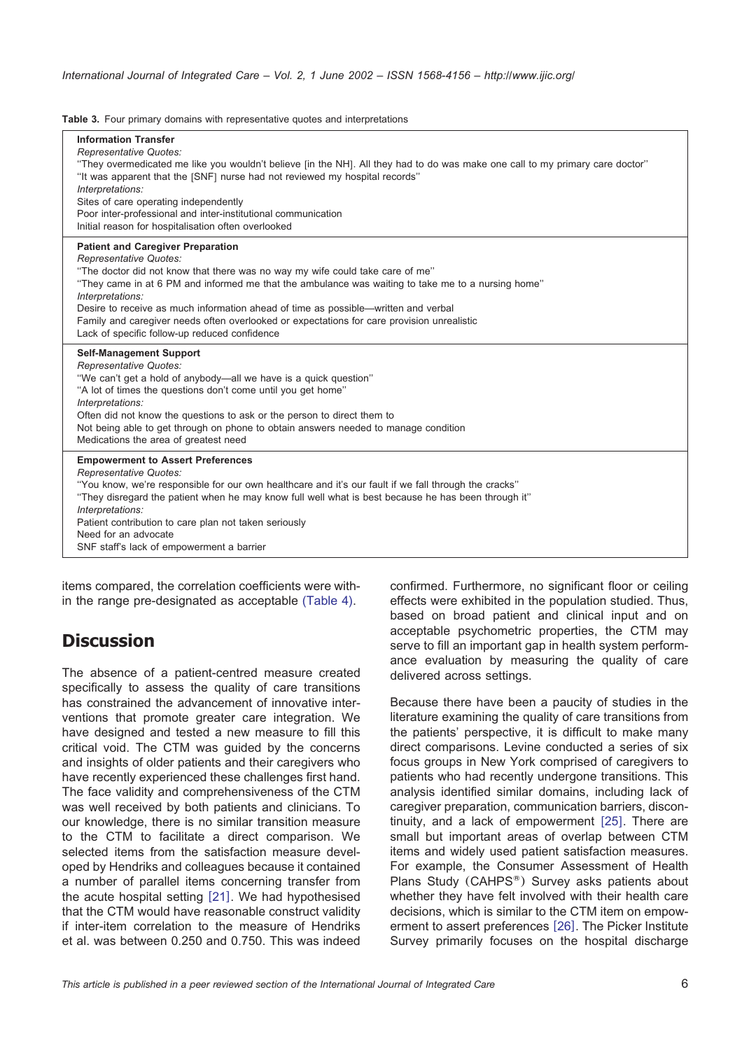**Table 3.** Four primary domains with representative quotes and interpretations

| |
|---|
| **Information Transfer**<br>*Representative Quotes:*<br>''They overmedicated me like you wouldn't believe [in the NH]. All they had to do was make one call to my primary care doctor''<br>''It was apparent that the [SNF] nurse had not reviewed my hospital records''<br>*Interpretations:*<br>Sites of care operating independently<br>Poor inter-professional and inter-institutional communication<br>Initial reason for hospitalisation often overlooked |
| **Patient and Caregiver Preparation**<br>*Representative Quotes:*<br>''The doctor did not know that there was no way my wife could take care of me''<br>''They came in at 6 PM and informed me that the ambulance was waiting to take me to a nursing home''<br>*Interpretations:*<br>Desire to receive as much information ahead of time as possible—written and verbal<br>Family and caregiver needs often overlooked or expectations for care provision unrealistic<br>Lack of specific follow-up reduced confidence |
| **Self-Management Support**<br>*Representative Quotes:*<br>''We can't get a hold of anybody—all we have is a quick question''<br>''A lot of times the questions don't come until you get home''<br>*Interpretations:*<br>Often did not know the questions to ask or the person to direct them to<br>Not being able to get through on phone to obtain answers needed to manage condition<br>Medications the area of greatest need |
| **Empowerment to Assert Preferences**<br>*Representative Quotes:*<br>''You know, we're responsible for our own healthcare and it's our fault if we fall through the cracks''<br>''They disregard the patient when he may know full well what is best because he has been through it''<br>*Interpretations:*<br>Patient contribution to care plan not taken seriously<br>Need for an advocate<br>SNF staff's lack of empowerment a barrier |

items compared, the correlation coefficients were within the range pre-designated as acceptable (Table 4).

## Discussion

The absence of a patient-centred measure created specifically to assess the quality of care transitions has constrained the advancement of innovative interventions that promote greater care integration. We have designed and tested a new measure to fill this critical void. The CTM was guided by the concerns and insights of older patients and their caregivers who have recently experienced these challenges first hand. The face validity and comprehensiveness of the CTM was well received by both patients and clinicians. To our knowledge, there is no similar transition measure to the CTM to facilitate a direct comparison. We selected items from the satisfaction measure developed by Hendriks and colleagues because it contained a number of parallel items concerning transfer from the acute hospital setting [21]. We had hypothesised that the CTM would have reasonable construct validity if inter-item correlation to the measure of Hendriks et al. was between 0.250 and 0.750. This was indeed confirmed. Furthermore, no significant floor or ceiling effects were exhibited in the population studied. Thus, based on broad patient and clinical input and on acceptable psychometric properties, the CTM may serve to fill an important gap in health system performance evaluation by measuring the quality of care delivered across settings.

Because there have been a paucity of studies in the literature examining the quality of care transitions from the patients' perspective, it is difficult to make many direct comparisons. Levine conducted a series of six focus groups in New York comprised of caregivers to patients who had recently undergone transitions. This analysis identified similar domains, including lack of caregiver preparation, communication barriers, discontinuity, and a lack of empowerment [25]. There are small but important areas of overlap between CTM items and widely used patient satisfaction measures. For example, the Consumer Assessment of Health Plans Study (CAHPS®) Survey asks patients about whether they have felt involved with their health care decisions, which is similar to the CTM item on empowerment to assert preferences [26]. The Picker Institute Survey primarily focuses on the hospital discharge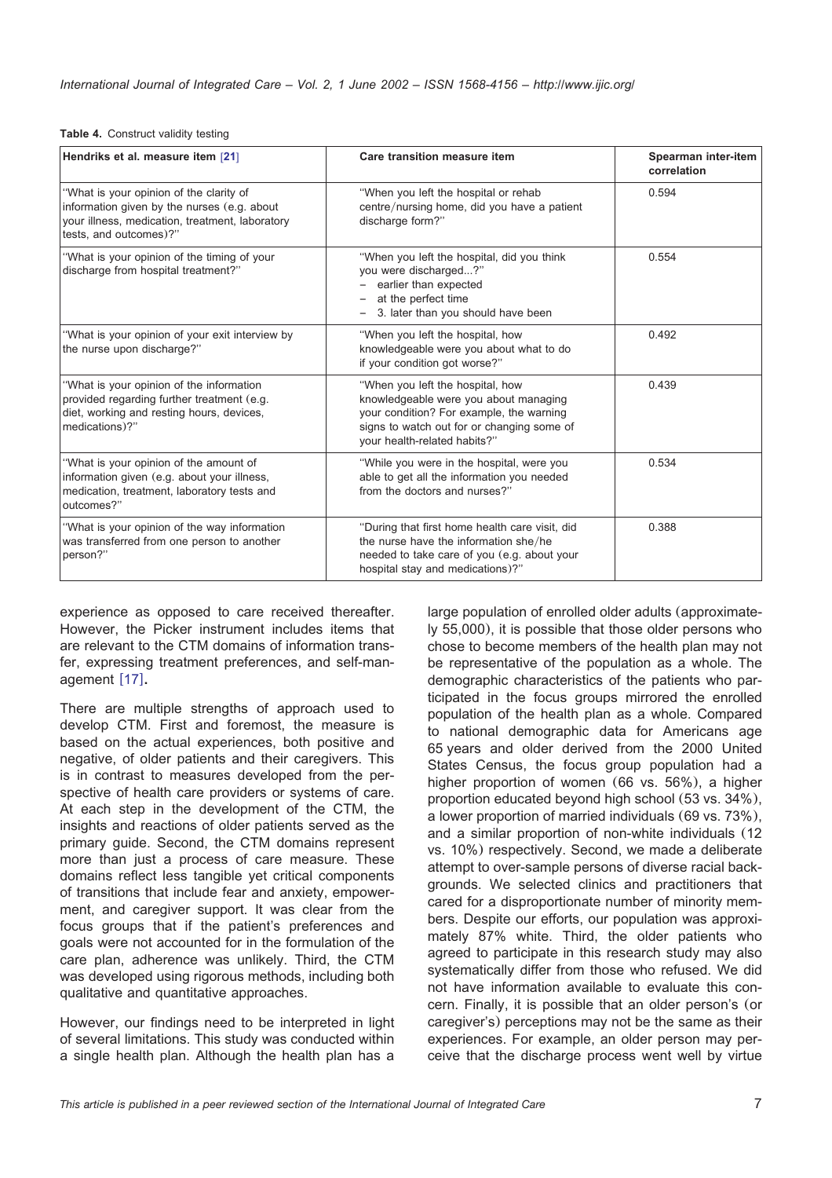**Table 4.** Construct validity testing

| Hendriks et al. measure item [21] | Care transition measure item | Spearman inter-item correlation |
|---|---|---|
| "What is your opinion of the clarity of information given by the nurses (e.g. about your illness, medication, treatment, laboratory tests, and outcomes)?" | "When you left the hospital or rehab centre/nursing home, did you have a patient discharge form?" | 0.594 |
| "What is your opinion of the timing of your discharge from hospital treatment?" | "When you left the hospital, did you think you were discharged...?" – earlier than expected – at the perfect time – 3. later than you should have been | 0.554 |
| "What is your opinion of your exit interview by the nurse upon discharge?" | "When you left the hospital, how knowledgeable were you about what to do if your condition got worse?" | 0.492 |
| "What is your opinion of the information provided regarding further treatment (e.g. diet, working and resting hours, devices, medications)?" | "When you left the hospital, how knowledgeable were you about managing your condition? For example, the warning signs to watch out for or changing some of your health-related habits?" | 0.439 |
| "What is your opinion of the amount of information given (e.g. about your illness, medication, treatment, laboratory tests and outcomes?" | "While you were in the hospital, were you able to get all the information you needed from the doctors and nurses?" | 0.534 |
| "What is your opinion of the way information was transferred from one person to another person?" | "During that first home health care visit, did the nurse have the information she/he needed to take care of you (e.g. about your hospital stay and medications)?" | 0.388 |

experience as opposed to care received thereafter. However, the Picker instrument includes items that are relevant to the CTM domains of information transfer, expressing treatment preferences, and self-management [17].

There are multiple strengths of approach used to develop CTM. First and foremost, the measure is based on the actual experiences, both positive and negative, of older patients and their caregivers. This is in contrast to measures developed from the perspective of health care providers or systems of care. At each step in the development of the CTM, the insights and reactions of older patients served as the primary guide. Second, the CTM domains represent more than just a process of care measure. These domains reflect less tangible yet critical components of transitions that include fear and anxiety, empowerment, and caregiver support. It was clear from the focus groups that if the patient's preferences and goals were not accounted for in the formulation of the care plan, adherence was unlikely. Third, the CTM was developed using rigorous methods, including both qualitative and quantitative approaches.

However, our findings need to be interpreted in light of several limitations. This study was conducted within a single health plan. Although the health plan has a large population of enrolled older adults (approximately 55,000), it is possible that those older persons who chose to become members of the health plan may not be representative of the population as a whole. The demographic characteristics of the patients who participated in the focus groups mirrored the enrolled population of the health plan as a whole. Compared to national demographic data for Americans age 65 years and older derived from the 2000 United States Census, the focus group population had a higher proportion of women (66 vs. 56%), a higher proportion educated beyond high school (53 vs. 34%), a lower proportion of married individuals (69 vs. 73%), and a similar proportion of non-white individuals (12 vs. 10%) respectively. Second, we made a deliberate attempt to over-sample persons of diverse racial backgrounds. We selected clinics and practitioners that cared for a disproportionate number of minority members. Despite our efforts, our population was approximately 87% white. Third, the older patients who agreed to participate in this research study may also systematically differ from those who refused. We did not have information available to evaluate this concern. Finally, it is possible that an older person's (or caregiver's) perceptions may not be the same as their experiences. For example, an older person may perceive that the discharge process went well by virtue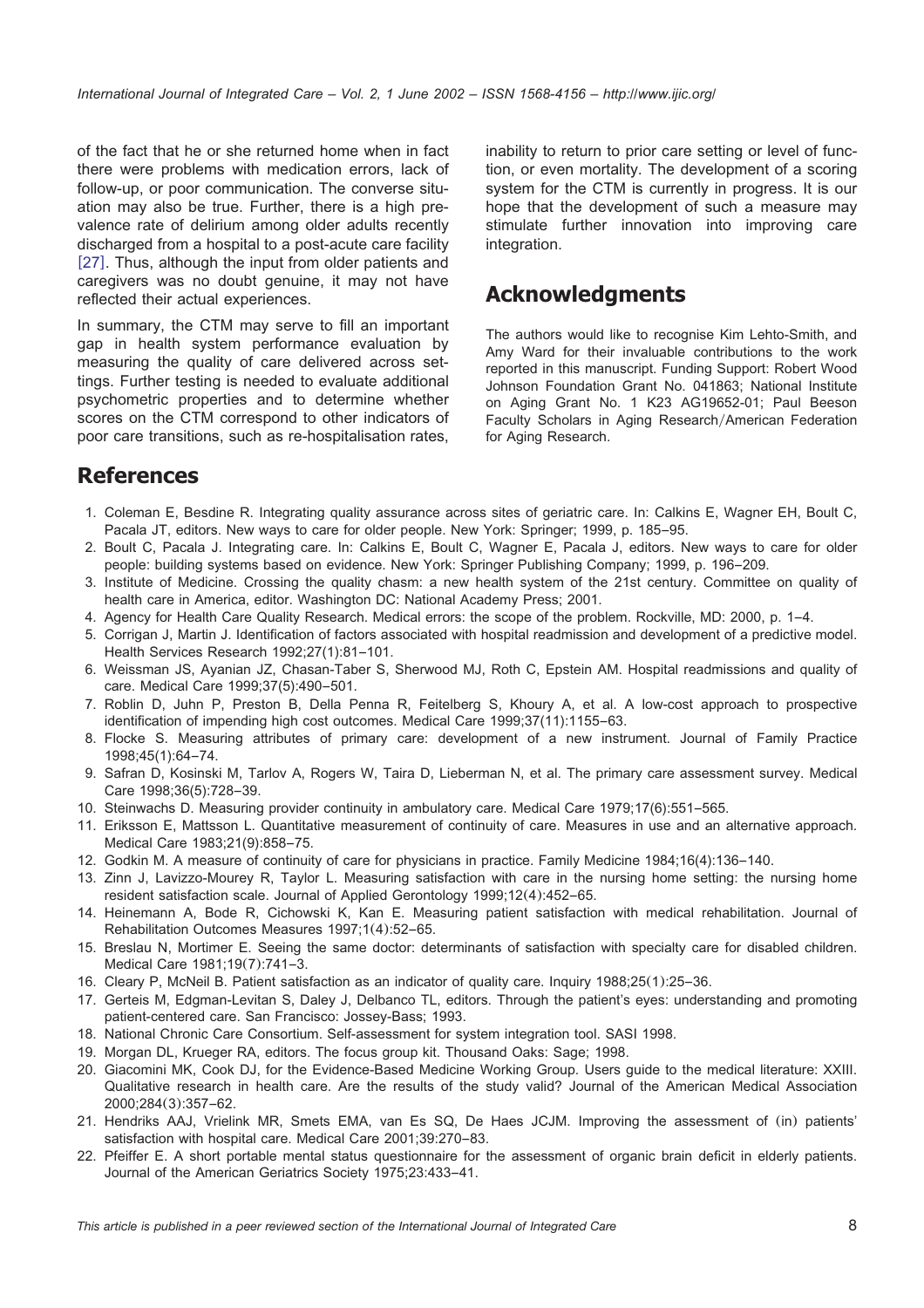of the fact that he or she returned home when in fact there were problems with medication errors, lack of follow-up, or poor communication. The converse situation may also be true. Further, there is a high prevalence rate of delirium among older adults recently discharged from a hospital to a post-acute care facility [27]. Thus, although the input from older patients and caregivers was no doubt genuine, it may not have reflected their actual experiences.

In summary, the CTM may serve to fill an important gap in health system performance evaluation by measuring the quality of care delivered across settings. Further testing is needed to evaluate additional psychometric properties and to determine whether scores on the CTM correspond to other indicators of poor care transitions, such as re-hospitalisation rates, inability to return to prior care setting or level of function, or even mortality. The development of a scoring system for the CTM is currently in progress. It is our hope that the development of such a measure may stimulate further innovation into improving care integration.

## Acknowledgments

The authors would like to recognise Kim Lehto-Smith, and Amy Ward for their invaluable contributions to the work reported in this manuscript. Funding Support: Robert Wood Johnson Foundation Grant No. 041863; National Institute on Aging Grant No. 1 K23 AG19652-01; Paul Beeson Faculty Scholars in Aging Research/American Federation for Aging Research.

## References

1. Coleman E, Besdine R. Integrating quality assurance across sites of geriatric care. In: Calkins E, Wagner EH, Boult C, Pacala JT, editors. New ways to care for older people. New York: Springer; 1999, p. 185–95.
2. Boult C, Pacala J. Integrating care. In: Calkins E, Boult C, Wagner E, Pacala J, editors. New ways to care for older people: building systems based on evidence. New York: Springer Publishing Company; 1999, p. 196–209.
3. Institute of Medicine. Crossing the quality chasm: a new health system of the 21st century. Committee on quality of health care in America, editor. Washington DC: National Academy Press; 2001.
4. Agency for Health Care Quality Research. Medical errors: the scope of the problem. Rockville, MD: 2000, p. 1–4.
5. Corrigan J, Martin J. Identification of factors associated with hospital readmission and development of a predictive model. Health Services Research 1992;27(1):81–101.
6. Weissman JS, Ayanian JZ, Chasan-Taber S, Sherwood MJ, Roth C, Epstein AM. Hospital readmissions and quality of care. Medical Care 1999;37(5):490–501.
7. Roblin D, Juhn P, Preston B, Della Penna R, Feitelberg S, Khoury A, et al. A low-cost approach to prospective identification of impending high cost outcomes. Medical Care 1999;37(11):1155–63.
8. Flocke S. Measuring attributes of primary care: development of a new instrument. Journal of Family Practice 1998;45(1):64–74.
9. Safran D, Kosinski M, Tarlov A, Rogers W, Taira D, Lieberman N, et al. The primary care assessment survey. Medical Care 1998;36(5):728–39.
10. Steinwachs D. Measuring provider continuity in ambulatory care. Medical Care 1979;17(6):551–565.
11. Eriksson E, Mattsson L. Quantitative measurement of continuity of care. Measures in use and an alternative approach. Medical Care 1983;21(9):858–75.
12. Godkin M. A measure of continuity of care for physicians in practice. Family Medicine 1984;16(4):136–140.
13. Zinn J, Lavizzo-Mourey R, Taylor L. Measuring satisfaction with care in the nursing home setting: the nursing home resident satisfaction scale. Journal of Applied Gerontology 1999;12(4):452–65.
14. Heinemann A, Bode R, Cichowski K, Kan E. Measuring patient satisfaction with medical rehabilitation. Journal of Rehabilitation Outcomes Measures 1997;1(4):52–65.
15. Breslau N, Mortimer E. Seeing the same doctor: determinants of satisfaction with specialty care for disabled children. Medical Care 1981;19(7):741–3.
16. Cleary P, McNeil B. Patient satisfaction as an indicator of quality care. Inquiry 1988;25(1):25–36.
17. Gerteis M, Edgman-Levitan S, Daley J, Delbanco TL, editors. Through the patient's eyes: understanding and promoting patient-centered care. San Francisco: Jossey-Bass; 1993.
18. National Chronic Care Consortium. Self-assessment for system integration tool. SASI 1998.
19. Morgan DL, Krueger RA, editors. The focus group kit. Thousand Oaks: Sage; 1998.
20. Giacomini MK, Cook DJ, for the Evidence-Based Medicine Working Group. Users guide to the medical literature: XXIII. Qualitative research in health care. Are the results of the study valid? Journal of the American Medical Association 2000;284(3):357–62.
21. Hendriks AAJ, Vrielink MR, Smets EMA, van Es SQ, De Haes JCJM. Improving the assessment of (in) patients' satisfaction with hospital care. Medical Care 2001;39:270–83.
22. Pfeiffer E. A short portable mental status questionnaire for the assessment of organic brain deficit in elderly patients. Journal of the American Geriatrics Society 1975;23:433–41.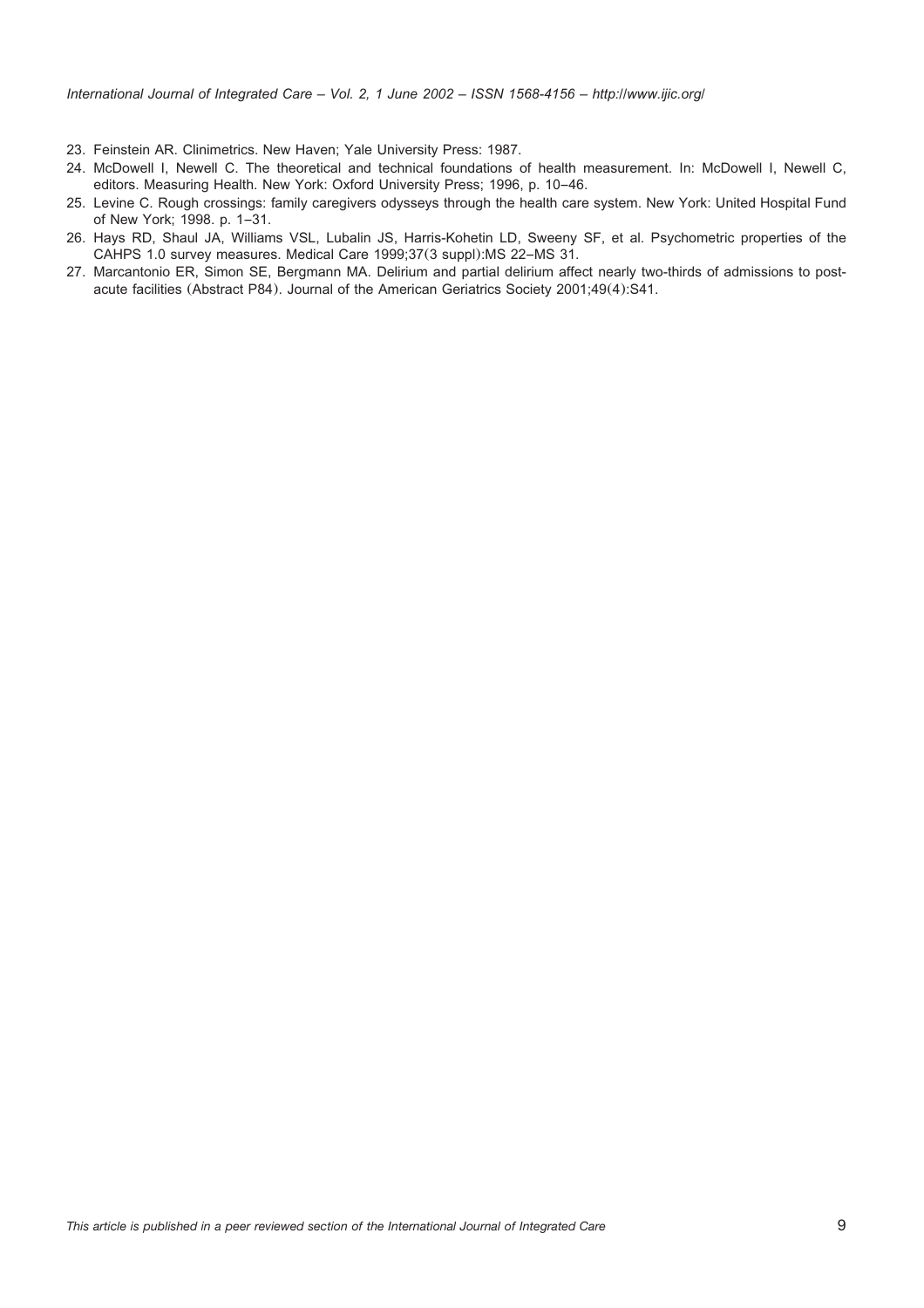23. Feinstein AR. Clinimetrics. New Haven; Yale University Press: 1987.
24. McDowell I, Newell C. The theoretical and technical foundations of health measurement. In: McDowell I, Newell C, editors. Measuring Health. New York: Oxford University Press; 1996, p. 10–46.
25. Levine C. Rough crossings: family caregivers odysseys through the health care system. New York: United Hospital Fund of New York; 1998. p. 1–31.
26. Hays RD, Shaul JA, Williams VSL, Lubalin JS, Harris-Kohetin LD, Sweeny SF, et al. Psychometric properties of the CAHPS 1.0 survey measures. Medical Care 1999;37(3 suppl):MS 22–MS 31.
27. Marcantonio ER, Simon SE, Bergmann MA. Delirium and partial delirium affect nearly two-thirds of admissions to post-acute facilities (Abstract P84). Journal of the American Geriatrics Society 2001;49(4):S41.

*This article is published in a peer reviewed section of the International Journal of Integrated Care*